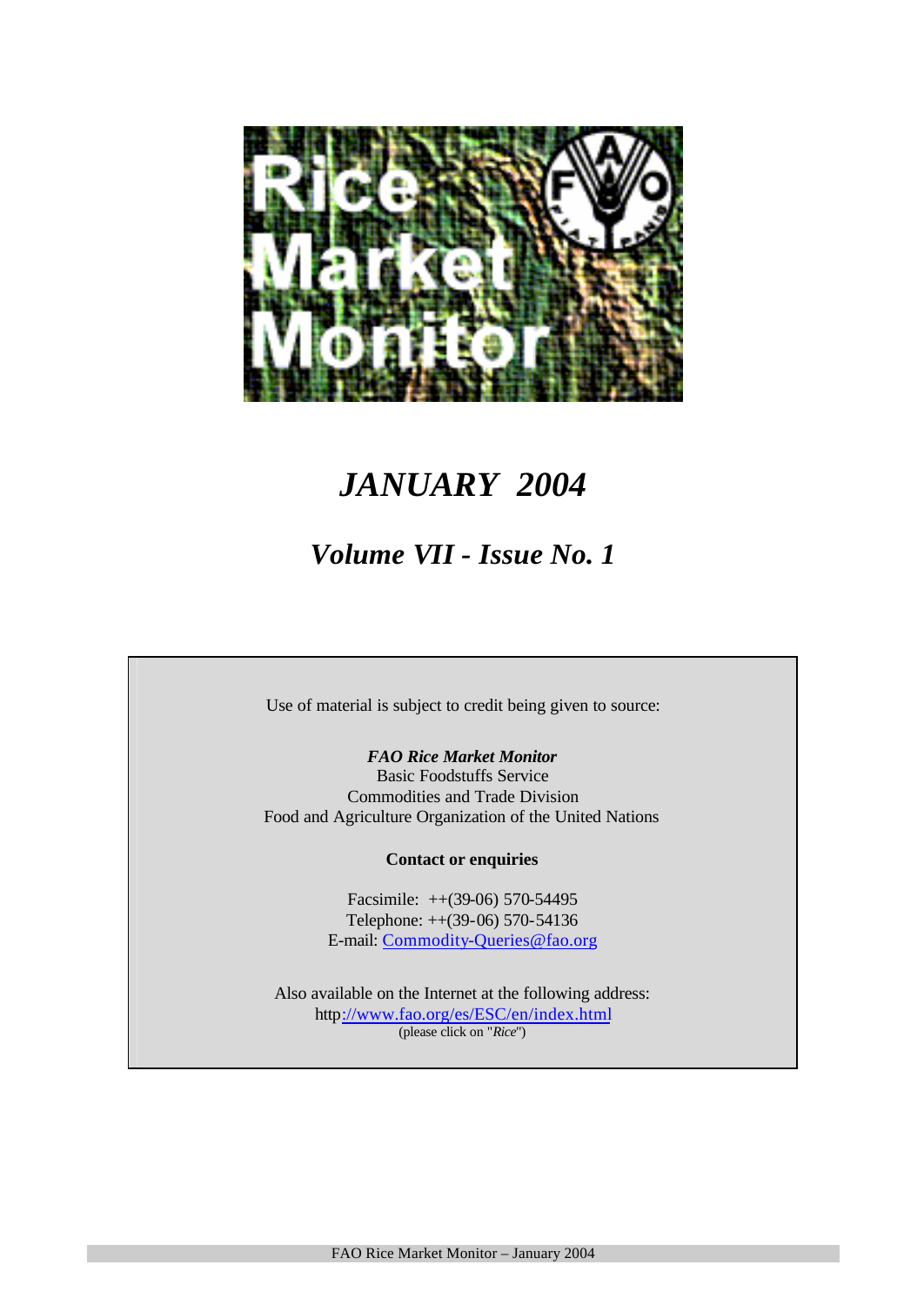# Rice Market Monitor

## *JANUARY 2004*

## *Volume VII - Issue No. 1*

Use of material is subject to credit being given to source:

***FAO Rice Market Monitor***
Basic Foodstuffs Service
Commodities and Trade Division
Food and Agriculture Organization of the United Nations

**Contact or enquiries**

Facsimile: ++(39-06) 570-54495
Telephone: ++(39-06) 570-54136
E-mail: Commodity-Queries@fao.org

Also available on the Internet at the following address:
http://www.fao.org/es/ESC/en/index.html
(please click on "*Rice*")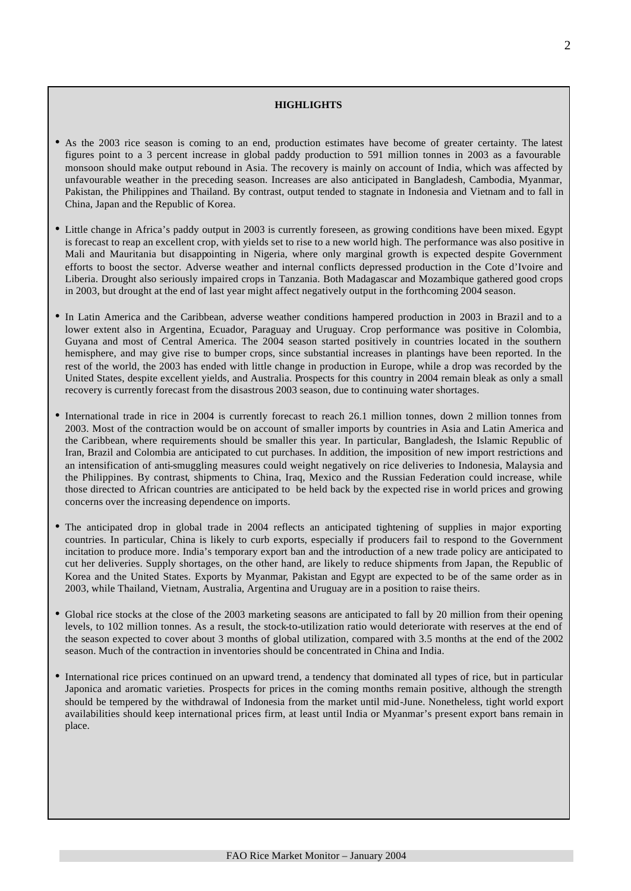**HIGHLIGHTS**

- As the 2003 rice season is coming to an end, production estimates have become of greater certainty. The latest figures point to a 3 percent increase in global paddy production to 591 million tonnes in 2003 as a favourable monsoon should make output rebound in Asia. The recovery is mainly on account of India, which was affected by unfavourable weather in the preceding season. Increases are also anticipated in Bangladesh, Cambodia, Myanmar, Pakistan, the Philippines and Thailand. By contrast, output tended to stagnate in Indonesia and Vietnam and to fall in China, Japan and the Republic of Korea.

- Little change in Africa's paddy output in 2003 is currently foreseen, as growing conditions have been mixed. Egypt is forecast to reap an excellent crop, with yields set to rise to a new world high. The performance was also positive in Mali and Mauritania but disappointing in Nigeria, where only marginal growth is expected despite Government efforts to boost the sector. Adverse weather and internal conflicts depressed production in the Cote d'Ivoire and Liberia. Drought also seriously impaired crops in Tanzania. Both Madagascar and Mozambique gathered good crops in 2003, but drought at the end of last year might affect negatively output in the forthcoming 2004 season.

- In Latin America and the Caribbean, adverse weather conditions hampered production in 2003 in Brazil and to a lower extent also in Argentina, Ecuador, Paraguay and Uruguay. Crop performance was positive in Colombia, Guyana and most of Central America. The 2004 season started positively in countries located in the southern hemisphere, and may give rise to bumper crops, since substantial increases in plantings have been reported. In the rest of the world, the 2003 has ended with little change in production in Europe, while a drop was recorded by the United States, despite excellent yields, and Australia. Prospects for this country in 2004 remain bleak as only a small recovery is currently forecast from the disastrous 2003 season, due to continuing water shortages.

- International trade in rice in 2004 is currently forecast to reach 26.1 million tonnes, down 2 million tonnes from 2003. Most of the contraction would be on account of smaller imports by countries in Asia and Latin America and the Caribbean, where requirements should be smaller this year. In particular, Bangladesh, the Islamic Republic of Iran, Brazil and Colombia are anticipated to cut purchases. In addition, the imposition of new import restrictions and an intensification of anti-smuggling measures could weight negatively on rice deliveries to Indonesia, Malaysia and the Philippines. By contrast, shipments to China, Iraq, Mexico and the Russian Federation could increase, while those directed to African countries are anticipated to be held back by the expected rise in world prices and growing concerns over the increasing dependence on imports.

- The anticipated drop in global trade in 2004 reflects an anticipated tightening of supplies in major exporting countries. In particular, China is likely to curb exports, especially if producers fail to respond to the Government incitation to produce more. India's temporary export ban and the introduction of a new trade policy are anticipated to cut her deliveries. Supply shortages, on the other hand, are likely to reduce shipments from Japan, the Republic of Korea and the United States. Exports by Myanmar, Pakistan and Egypt are expected to be of the same order as in 2003, while Thailand, Vietnam, Australia, Argentina and Uruguay are in a position to raise theirs.

- Global rice stocks at the close of the 2003 marketing seasons are anticipated to fall by 20 million from their opening levels, to 102 million tonnes. As a result, the stock-to-utilization ratio would deteriorate with reserves at the end of the season expected to cover about 3 months of global utilization, compared with 3.5 months at the end of the 2002 season. Much of the contraction in inventories should be concentrated in China and India.

- International rice prices continued on an upward trend, a tendency that dominated all types of rice, but in particular Japonica and aromatic varieties. Prospects for prices in the coming months remain positive, although the strength should be tempered by the withdrawal of Indonesia from the market until mid-June. Nonetheless, tight world export availabilities should keep international prices firm, at least until India or Myanmar's present export bans remain in place.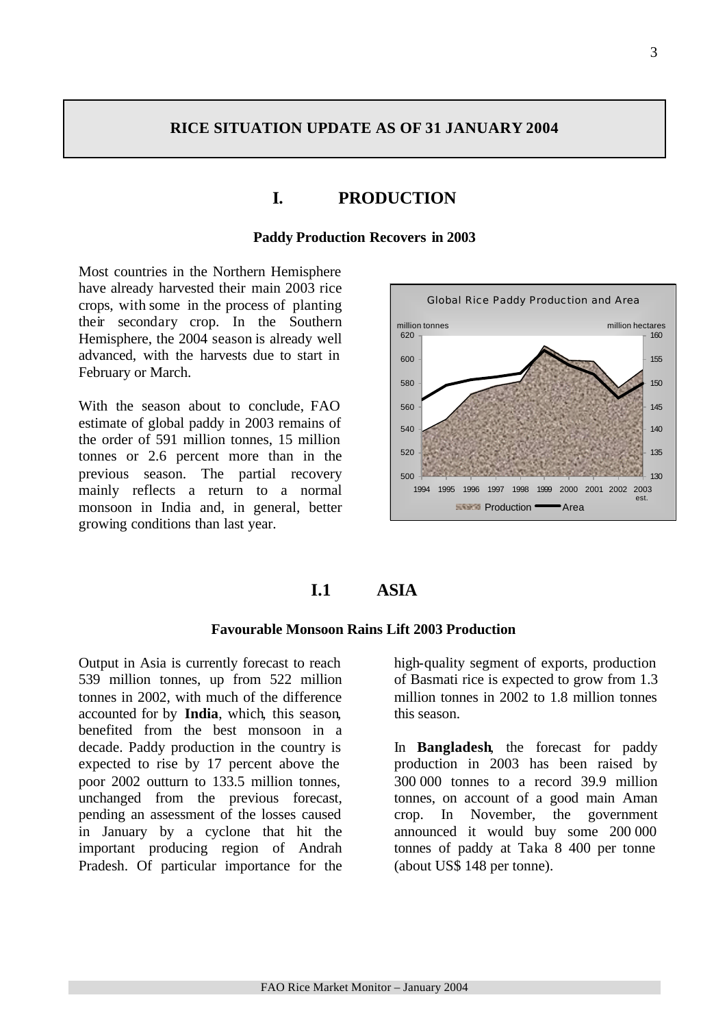## RICE SITUATION UPDATE AS OF 31 JANUARY 2004

# I. PRODUCTION

### Paddy Production Recovers in 2003

Most countries in the Northern Hemisphere have already harvested their main 2003 rice crops, with some in the process of planting their secondary crop. In the Southern Hemisphere, the 2004 season is already well advanced, with the harvests due to start in February or March.

With the season about to conclude, FAO estimate of global paddy in 2003 remains of the order of 591 million tonnes, 15 million tonnes or 2.6 percent more than in the previous season. The partial recovery mainly reflects a return to a normal monsoon in India and, in general, better growing conditions than last year.

Global Rice Paddy Production and Area

## I.1 ASIA

### Favourable Monsoon Rains Lift 2003 Production

Output in Asia is currently forecast to reach 539 million tonnes, up from 522 million tonnes in 2002, with much of the difference accounted for by **India**, which, this season, benefited from the best monsoon in a decade. Paddy production in the country is expected to rise by 17 percent above the poor 2002 outturn to 133.5 million tonnes, unchanged from the previous forecast, pending an assessment of the losses caused in January by a cyclone that hit the important producing region of Andrah Pradesh. Of particular importance for the high-quality segment of exports, production of Basmati rice is expected to grow from 1.3 million tonnes in 2002 to 1.8 million tonnes this season.

In **Bangladesh**, the forecast for paddy production in 2003 has been raised by 300 000 tonnes to a record 39.9 million tonnes, on account of a good main Aman crop. In November, the government announced it would buy some 200 000 tonnes of paddy at Taka 8 400 per tonne (about US$ 148 per tonne).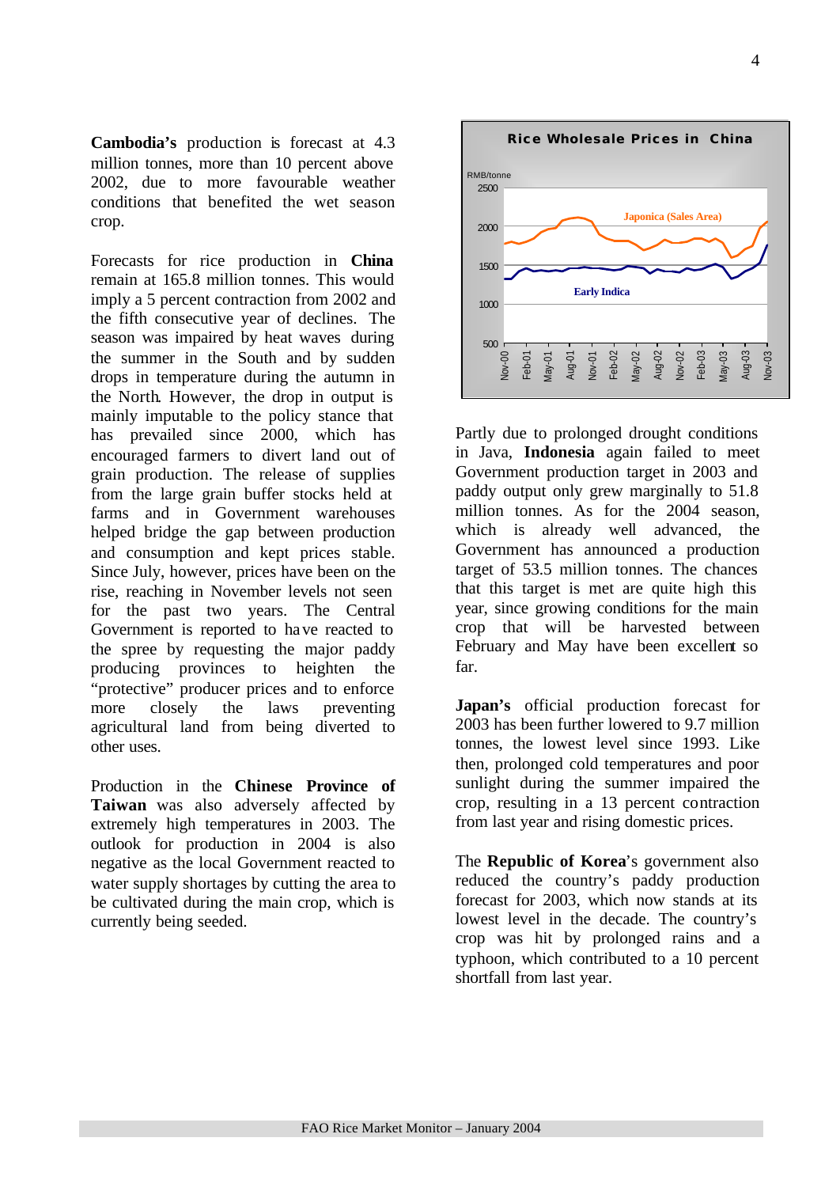**Cambodia's** production is forecast at 4.3 million tonnes, more than 10 percent above 2002, due to more favourable weather conditions that benefited the wet season crop.

Forecasts for rice production in **China** remain at 165.8 million tonnes. This would imply a 5 percent contraction from 2002 and the fifth consecutive year of declines. The season was impaired by heat waves during the summer in the South and by sudden drops in temperature during the autumn in the North. However, the drop in output is mainly imputable to the policy stance that has prevailed since 2000, which has encouraged farmers to divert land out of grain production. The release of supplies from the large grain buffer stocks held at farms and in Government warehouses helped bridge the gap between production and consumption and kept prices stable. Since July, however, prices have been on the rise, reaching in November levels not seen for the past two years. The Central Government is reported to have reacted to the spree by requesting the major paddy producing provinces to heighten the "protective" producer prices and to enforce more closely the laws preventing agricultural land from being diverted to other uses.

Production in the **Chinese Province of Taiwan** was also adversely affected by extremely high temperatures in 2003. The outlook for production in 2004 is also negative as the local Government reacted to water supply shortages by cutting the area to be cultivated during the main crop, which is currently being seeded.

**Rice Wholesale Prices in China**

RMB/tonne

Japonica (Sales Area)

Early Indica

Partly due to prolonged drought conditions in Java, **Indonesia** again failed to meet Government production target in 2003 and paddy output only grew marginally to 51.8 million tonnes. As for the 2004 season, which is already well advanced, the Government has announced a production target of 53.5 million tonnes. The chances that this target is met are quite high this year, since growing conditions for the main crop that will be harvested between February and May have been excellent so far.

**Japan's** official production forecast for 2003 has been further lowered to 9.7 million tonnes, the lowest level since 1993. Like then, prolonged cold temperatures and poor sunlight during the summer impaired the crop, resulting in a 13 percent contraction from last year and rising domestic prices.

The **Republic of Korea**'s government also reduced the country's paddy production forecast for 2003, which now stands at its lowest level in the decade. The country's crop was hit by prolonged rains and a typhoon, which contributed to a 10 percent shortfall from last year.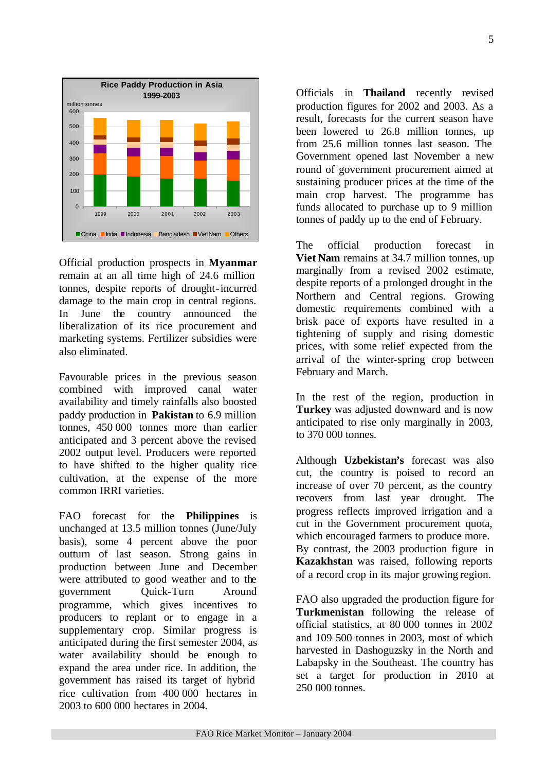**Rice Paddy Production in Asia 1999-2003**

Official production prospects in **Myanmar** remain at an all time high of 24.6 million tonnes, despite reports of drought-incurred damage to the main crop in central regions. In June the country announced the liberalization of its rice procurement and marketing systems. Fertilizer subsidies were also eliminated.

Favourable prices in the previous season combined with improved canal water availability and timely rainfalls also boosted paddy production in **Pakistan** to 6.9 million tonnes, 450 000 tonnes more than earlier anticipated and 3 percent above the revised 2002 output level. Producers were reported to have shifted to the higher quality rice cultivation, at the expense of the more common IRRI varieties.

FAO forecast for the **Philippines** is unchanged at 13.5 million tonnes (June/July basis), some 4 percent above the poor outturn of last season. Strong gains in production between June and December were attributed to good weather and to the government Quick-Turn Around programme, which gives incentives to producers to replant or to engage in a supplementary crop. Similar progress is anticipated during the first semester 2004, as water availability should be enough to expand the area under rice. In addition, the government has raised its target of hybrid rice cultivation from 400 000 hectares in 2003 to 600 000 hectares in 2004.

Officials in **Thailand** recently revised production figures for 2002 and 2003. As a result, forecasts for the current season have been lowered to 26.8 million tonnes, up from 25.6 million tonnes last season. The Government opened last November a new round of government procurement aimed at sustaining producer prices at the time of the main crop harvest. The programme has funds allocated to purchase up to 9 million tonnes of paddy up to the end of February.

The official production forecast in **Viet Nam** remains at 34.7 million tonnes, up marginally from a revised 2002 estimate, despite reports of a prolonged drought in the Northern and Central regions. Growing domestic requirements combined with a brisk pace of exports have resulted in a tightening of supply and rising domestic prices, with some relief expected from the arrival of the winter-spring crop between February and March.

In the rest of the region, production in **Turkey** was adjusted downward and is now anticipated to rise only marginally in 2003, to 370 000 tonnes.

Although **Uzbekistan's** forecast was also cut, the country is poised to record an increase of over 70 percent, as the country recovers from last year drought. The progress reflects improved irrigation and a cut in the Government procurement quota, which encouraged farmers to produce more. By contrast, the 2003 production figure in **Kazakhstan** was raised, following reports of a record crop in its major growing region.

FAO also upgraded the production figure for **Turkmenistan** following the release of official statistics, at 80 000 tonnes in 2002 and 109 500 tonnes in 2003, most of which harvested in Dashoguzsky in the North and Labapsky in the Southeast. The country has set a target for production in 2010 at 250 000 tonnes.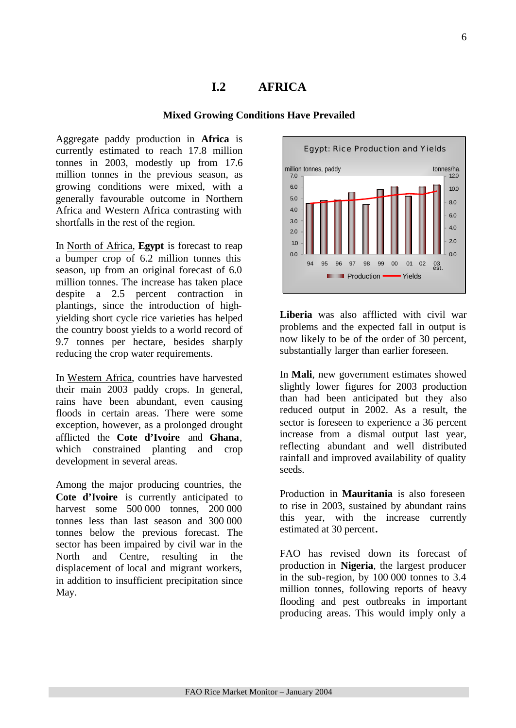## I.2 AFRICA

### Mixed Growing Conditions Have Prevailed

Aggregate paddy production in **Africa** is currently estimated to reach 17.8 million tonnes in 2003, modestly up from 17.6 million tonnes in the previous season, as growing conditions were mixed, with a generally favourable outcome in Northern Africa and Western Africa contrasting with shortfalls in the rest of the region.

In North of Africa, **Egypt** is forecast to reap a bumper crop of 6.2 million tonnes this season, up from an original forecast of 6.0 million tonnes. The increase has taken place despite a 2.5 percent contraction in plantings, since the introduction of high-yielding short cycle rice varieties has helped the country boost yields to a world record of 9.7 tonnes per hectare, besides sharply reducing the crop water requirements.

In Western Africa, countries have harvested their main 2003 paddy crops. In general, rains have been abundant, even causing floods in certain areas. There were some exception, however, as a prolonged drought afflicted the **Cote d'Ivoire** and **Ghana**, which constrained planting and crop development in several areas.

Among the major producing countries, the **Cote d'Ivoire** is currently anticipated to harvest some 500 000 tonnes, 200 000 tonnes less than last season and 300 000 tonnes below the previous forecast. The sector has been impaired by civil war in the North and Centre, resulting in the displacement of local and migrant workers, in addition to insufficient precipitation since May.

Egypt: Rice Production and Yields

**Liberia** was also afflicted with civil war problems and the expected fall in output is now likely to be of the order of 30 percent, substantially larger than earlier foreseen.

In **Mali**, new government estimates showed slightly lower figures for 2003 production than had been anticipated but they also reduced output in 2002. As a result, the sector is foreseen to experience a 36 percent increase from a dismal output last year, reflecting abundant and well distributed rainfall and improved availability of quality seeds.

Production in **Mauritania** is also foreseen to rise in 2003, sustained by abundant rains this year, with the increase currently estimated at 30 percent.

FAO has revised down its forecast of production in **Nigeria**, the largest producer in the sub-region, by 100 000 tonnes to 3.4 million tonnes, following reports of heavy flooding and pest outbreaks in important producing areas. This would imply only a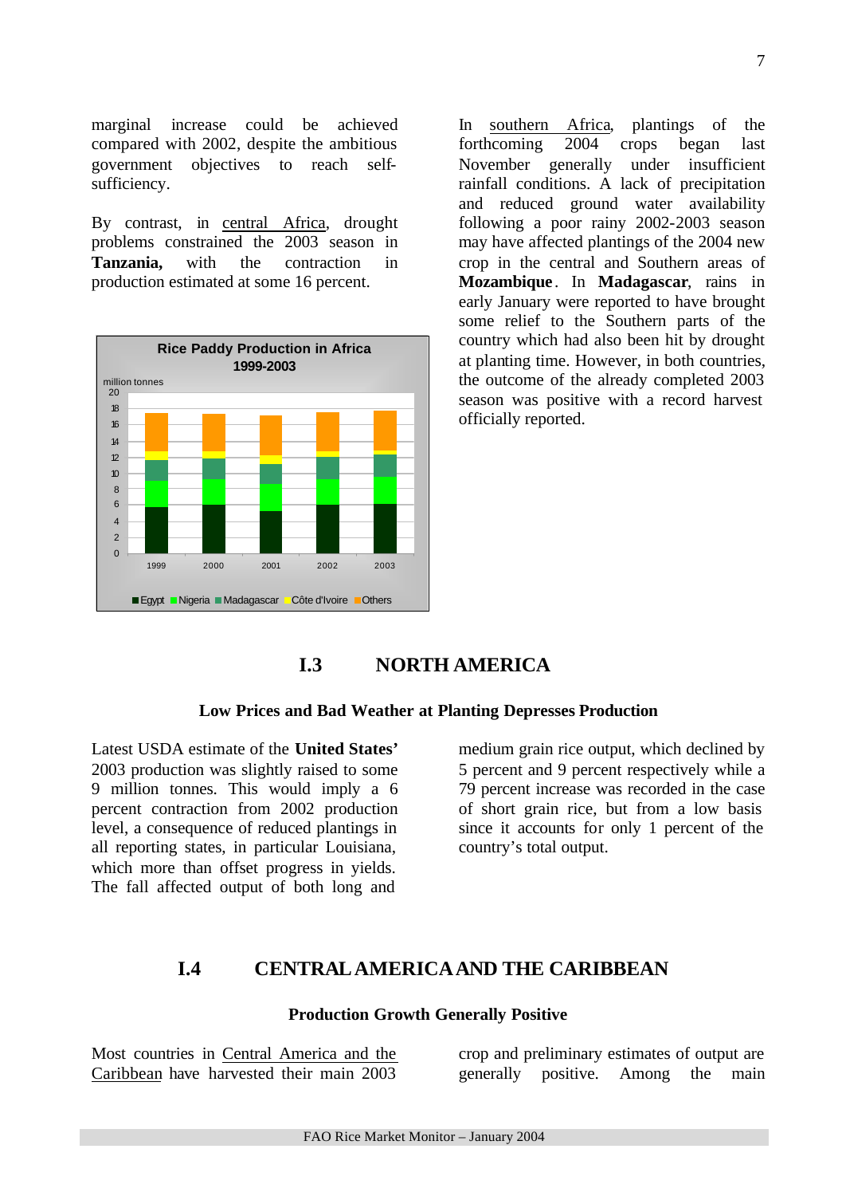marginal increase could be achieved compared with 2002, despite the ambitious government objectives to reach self-sufficiency.

By contrast, in central Africa, drought problems constrained the 2003 season in **Tanzania,** with the contraction in production estimated at some 16 percent.

Rice Paddy Production in Africa 1999-2003

million tonnes

Egypt, Nigeria, Madagascar, Côte d'Ivoire, Others

In southern Africa, plantings of the forthcoming 2004 crops began last November generally under insufficient rainfall conditions. A lack of precipitation and reduced ground water availability following a poor rainy 2002-2003 season may have affected plantings of the 2004 new crop in the central and Southern areas of **Mozambique**. In **Madagascar**, rains in early January were reported to have brought some relief to the Southern parts of the country which had also been hit by drought at planting time. However, in both countries, the outcome of the already completed 2003 season was positive with a record harvest officially reported.

## I.3 NORTH AMERICA

### Low Prices and Bad Weather at Planting Depresses Production

Latest USDA estimate of the **United States'** 2003 production was slightly raised to some 9 million tonnes. This would imply a 6 percent contraction from 2002 production level, a consequence of reduced plantings in all reporting states, in particular Louisiana, which more than offset progress in yields. The fall affected output of both long and medium grain rice output, which declined by 5 percent and 9 percent respectively while a 79 percent increase was recorded in the case of short grain rice, but from a low basis since it accounts for only 1 percent of the country's total output.

## I.4 CENTRAL AMERICA AND THE CARIBBEAN

### Production Growth Generally Positive

Most countries in Central America and the Caribbean have harvested their main 2003 crop and preliminary estimates of output are generally positive. Among the main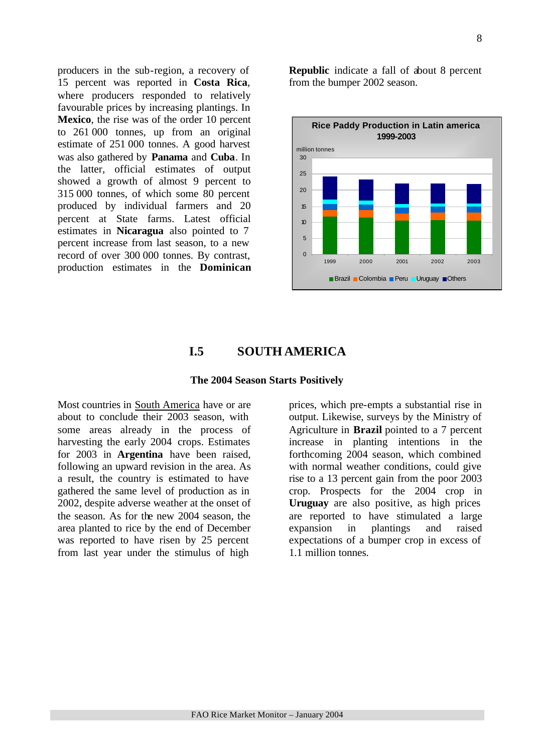producers in the sub-region, a recovery of 15 percent was reported in **Costa Rica**, where producers responded to relatively favourable prices by increasing plantings. In **Mexico**, the rise was of the order 10 percent to 261 000 tonnes, up from an original estimate of 251 000 tonnes. A good harvest was also gathered by **Panama** and **Cuba**. In the latter, official estimates of output showed a growth of almost 9 percent to 315 000 tonnes, of which some 80 percent produced by individual farmers and 20 percent at State farms. Latest official estimates in **Nicaragua** also pointed to 7 percent increase from last season, to a new record of over 300 000 tonnes. By contrast, production estimates in the **Dominican Republic** indicate a fall of about 8 percent from the bumper 2002 season.

**Rice Paddy Production in Latin america 1999-2003**

million tonnes

Legend: Brazil, Colombia, Peru, Uruguay, Others

## I.5 SOUTH AMERICA

### The 2004 Season Starts Positively

Most countries in South America have or are about to conclude their 2003 season, with some areas already in the process of harvesting the early 2004 crops. Estimates for 2003 in **Argentina** have been raised, following an upward revision in the area. As a result, the country is estimated to have gathered the same level of production as in 2002, despite adverse weather at the onset of the season. As for the new 2004 season, the area planted to rice by the end of December was reported to have risen by 25 percent from last year under the stimulus of high prices, which pre-empts a substantial rise in output. Likewise, surveys by the Ministry of Agriculture in **Brazil** pointed to a 7 percent increase in planting intentions in the forthcoming 2004 season, which combined with normal weather conditions, could give rise to a 13 percent gain from the poor 2003 crop. Prospects for the 2004 crop in **Uruguay** are also positive, as high prices are reported to have stimulated a large expansion in plantings and raised expectations of a bumper crop in excess of 1.1 million tonnes.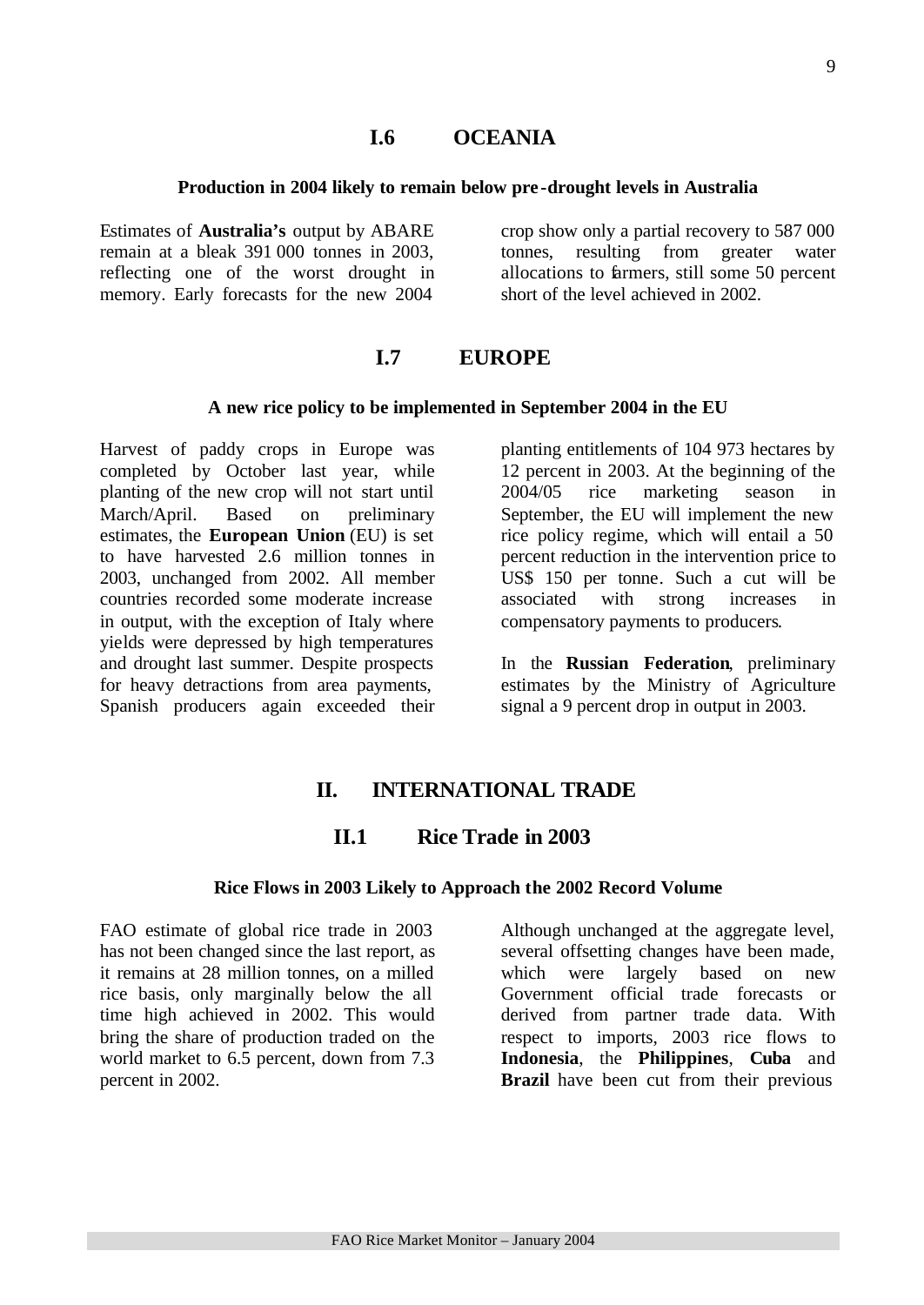## I.6 OCEANIA

**Production in 2004 likely to remain below pre-drought levels in Australia**

Estimates of **Australia's** output by ABARE remain at a bleak 391 000 tonnes in 2003, reflecting one of the worst drought in memory. Early forecasts for the new 2004 crop show only a partial recovery to 587 000 tonnes, resulting from greater water allocations to farmers, still some 50 percent short of the level achieved in 2002.

## I.7 EUROPE

**A new rice policy to be implemented in September 2004 in the EU**

Harvest of paddy crops in Europe was completed by October last year, while planting of the new crop will not start until March/April. Based on preliminary estimates, the **European Union** (EU) is set to have harvested 2.6 million tonnes in 2003, unchanged from 2002. All member countries recorded some moderate increase in output, with the exception of Italy where yields were depressed by high temperatures and drought last summer. Despite prospects for heavy detractions from area payments, Spanish producers again exceeded their planting entitlements of 104 973 hectares by 12 percent in 2003. At the beginning of the 2004/05 rice marketing season in September, the EU will implement the new rice policy regime, which will entail a 50 percent reduction in the intervention price to US$ 150 per tonne. Such a cut will be associated with strong increases in compensatory payments to producers.

In the **Russian Federation**, preliminary estimates by the Ministry of Agriculture signal a 9 percent drop in output in 2003.

# II. INTERNATIONAL TRADE

## II.1 Rice Trade in 2003

**Rice Flows in 2003 Likely to Approach the 2002 Record Volume**

FAO estimate of global rice trade in 2003 has not been changed since the last report, as it remains at 28 million tonnes, on a milled rice basis, only marginally below the all time high achieved in 2002. This would bring the share of production traded on the world market to 6.5 percent, down from 7.3 percent in 2002.

Although unchanged at the aggregate level, several offsetting changes have been made, which were largely based on new Government official trade forecasts or derived from partner trade data. With respect to imports, 2003 rice flows to **Indonesia**, the **Philippines**, **Cuba** and **Brazil** have been cut from their previous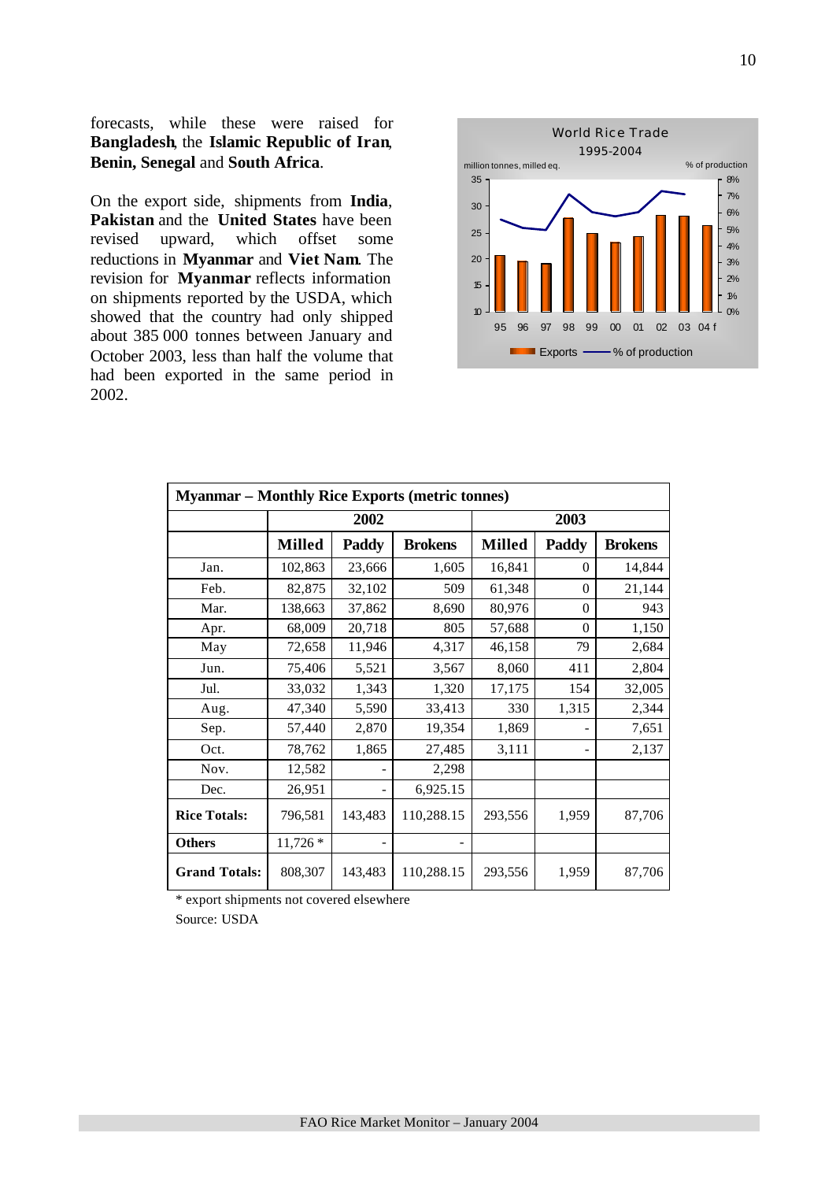forecasts, while these were raised for **Bangladesh**, the **Islamic Republic of Iran**, **Benin, Senegal** and **South Africa**.

On the export side, shipments from **India**, **Pakistan** and the **United States** have been revised upward, which offset some reductions in **Myanmar** and **Viet Nam**. The revision for **Myanmar** reflects information on shipments reported by the USDA, which showed that the country had only shipped about 385 000 tonnes between January and October 2003, less than half the volume that had been exported in the same period in 2002.

World Rice Trade
1995-2004

| Myanmar – Monthly Rice Exports (metric tonnes) | | | | | | |
|---|---|---|---|---|---|---|
| | 2002 | | | 2003 | | |
| | **Milled** | **Paddy** | **Brokens** | **Milled** | **Paddy** | **Brokens** |
| Jan. | 102,863 | 23,666 | 1,605 | 16,841 | 0 | 14,844 |
| Feb. | 82,875 | 32,102 | 509 | 61,348 | 0 | 21,144 |
| Mar. | 138,663 | 37,862 | 8,690 | 80,976 | 0 | 943 |
| Apr. | 68,009 | 20,718 | 805 | 57,688 | 0 | 1,150 |
| May | 72,658 | 11,946 | 4,317 | 46,158 | 79 | 2,684 |
| Jun. | 75,406 | 5,521 | 3,567 | 8,060 | 411 | 2,804 |
| Jul. | 33,032 | 1,343 | 1,320 | 17,175 | 154 | 32,005 |
| Aug. | 47,340 | 5,590 | 33,413 | 330 | 1,315 | 2,344 |
| Sep. | 57,440 | 2,870 | 19,354 | 1,869 | - | 7,651 |
| Oct. | 78,762 | 1,865 | 27,485 | 3,111 | - | 2,137 |
| Nov. | 12,582 | - | 2,298 | | | |
| Dec. | 26,951 | - | 6,925.15 | | | |
| **Rice Totals:** | 796,581 | 143,483 | 110,288.15 | 293,556 | 1,959 | 87,706 |
| **Others** | 11,726 * | - | - | | | |
| **Grand Totals:** | 808,307 | 143,483 | 110,288.15 | 293,556 | 1,959 | 87,706 |

\* export shipments not covered elsewhere

Source: USDA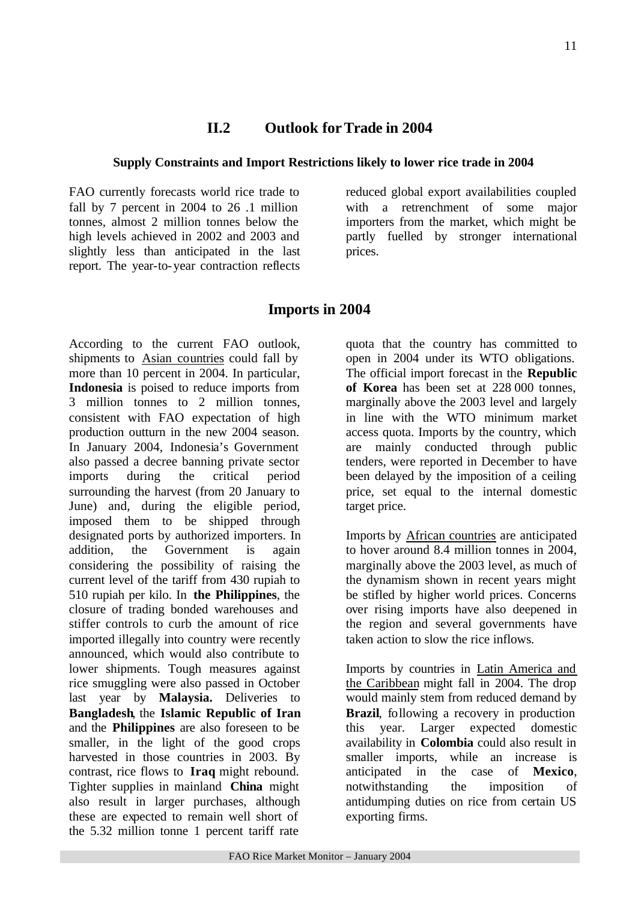## II.2 Outlook for Trade in 2004

**Supply Constraints and Import Restrictions likely to lower rice trade in 2004**

FAO currently forecasts world rice trade to fall by 7 percent in 2004 to 26 .1 million tonnes, almost 2 million tonnes below the high levels achieved in 2002 and 2003 and slightly less than anticipated in the last report. The year-to-year contraction reflects reduced global export availabilities coupled with a retrenchment of some major importers from the market, which might be partly fuelled by stronger international prices.

## Imports in 2004

According to the current FAO outlook, shipments to Asian countries could fall by more than 10 percent in 2004. In particular, **Indonesia** is poised to reduce imports from 3 million tonnes to 2 million tonnes, consistent with FAO expectation of high production outturn in the new 2004 season. In January 2004, Indonesia's Government also passed a decree banning private sector imports during the critical period surrounding the harvest (from 20 January to June) and, during the eligible period, imposed them to be shipped through designated ports by authorized importers. In addition, the Government is again considering the possibility of raising the current level of the tariff from 430 rupiah to 510 rupiah per kilo. In **the Philippines**, the closure of trading bonded warehouses and stiffer controls to curb the amount of rice imported illegally into country were recently announced, which would also contribute to lower shipments. Tough measures against rice smuggling were also passed in October last year by **Malaysia.** Deliveries to **Bangladesh**, the **Islamic Republic of Iran** and the **Philippines** are also foreseen to be smaller, in the light of the good crops harvested in those countries in 2003. By contrast, rice flows to **Iraq** might rebound. Tighter supplies in mainland **China** might also result in larger purchases, although these are expected to remain well short of the 5.32 million tonne 1 percent tariff rate quota that the country has committed to open in 2004 under its WTO obligations. The official import forecast in the **Republic of Korea** has been set at 228 000 tonnes, marginally above the 2003 level and largely in line with the WTO minimum market access quota. Imports by the country, which are mainly conducted through public tenders, were reported in December to have been delayed by the imposition of a ceiling price, set equal to the internal domestic target price.

Imports by African countries are anticipated to hover around 8.4 million tonnes in 2004, marginally above the 2003 level, as much of the dynamism shown in recent years might be stifled by higher world prices. Concerns over rising imports have also deepened in the region and several governments have taken action to slow the rice inflows.

Imports by countries in Latin America and the Caribbean might fall in 2004. The drop would mainly stem from reduced demand by **Brazil**, following a recovery in production this year. Larger expected domestic availability in **Colombia** could also result in smaller imports, while an increase is anticipated in the case of **Mexico**, notwithstanding the imposition of antidumping duties on rice from certain US exporting firms.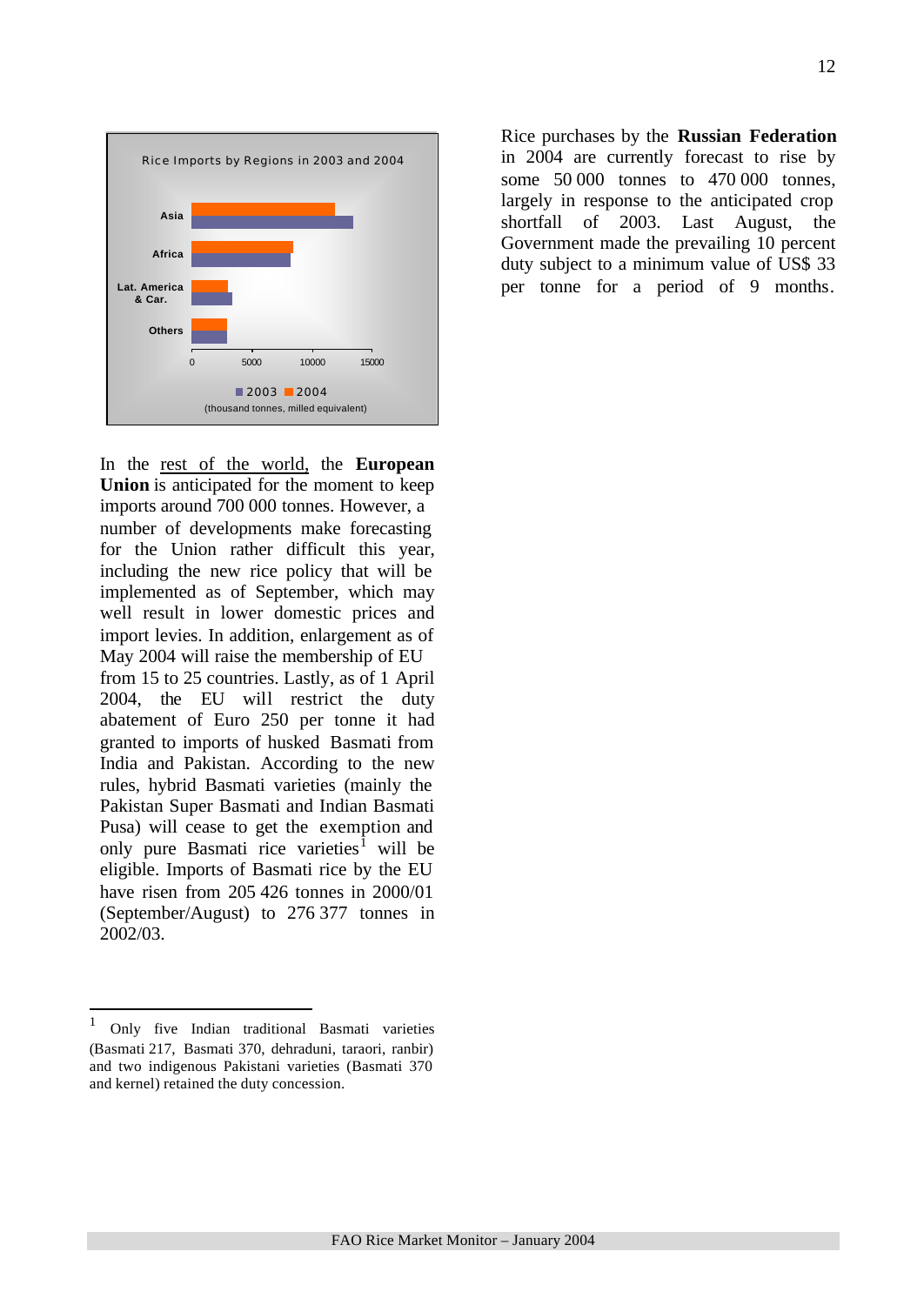Rice Imports by Regions in 2003 and 2004

(thousand tonnes, milled equivalent)

In the rest of the world, the **European Union** is anticipated for the moment to keep imports around 700 000 tonnes. However, a number of developments make forecasting for the Union rather difficult this year, including the new rice policy that will be implemented as of September, which may well result in lower domestic prices and import levies. In addition, enlargement as of May 2004 will raise the membership of EU from 15 to 25 countries. Lastly, as of 1 April 2004, the EU will restrict the duty abatement of Euro 250 per tonne it had granted to imports of husked Basmati from India and Pakistan. According to the new rules, hybrid Basmati varieties (mainly the Pakistan Super Basmati and Indian Basmati Pusa) will cease to get the exemption and only pure Basmati rice varieties[1] will be eligible. Imports of Basmati rice by the EU have risen from 205 426 tonnes in 2000/01 (September/August) to 276 377 tonnes in 2002/03.

Rice purchases by the **Russian Federation** in 2004 are currently forecast to rise by some 50 000 tonnes to 470 000 tonnes, largely in response to the anticipated crop shortfall of 2003. Last August, the Government made the prevailing 10 percent duty subject to a minimum value of US$ 33 per tonne for a period of 9 months.

---

[1] Only five Indian traditional Basmati varieties (Basmati 217, Basmati 370, dehraduni, taraori, ranbir) and two indigenous Pakistani varieties (Basmati 370 and kernel) retained the duty concession.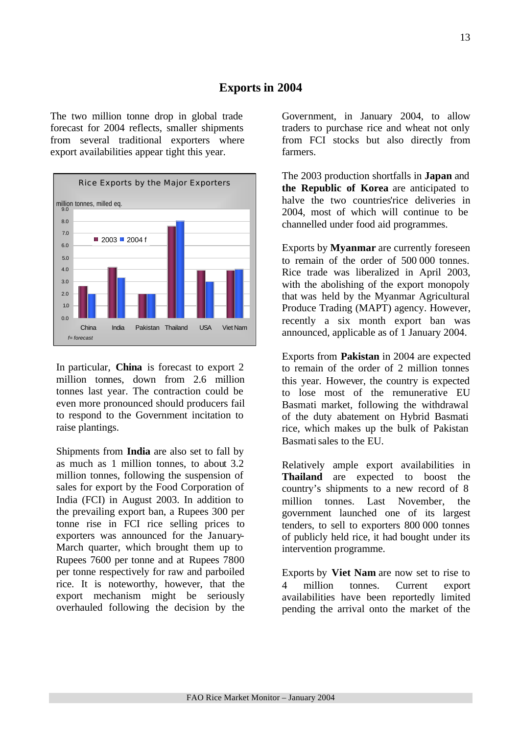## Exports in 2004

The two million tonne drop in global trade forecast for 2004 reflects, smaller shipments from several traditional exporters where export availabilities appear tight this year.

Rice Exports by the Major Exporters

million tonnes, milled eq.

| | 2003 | 2004 f |
|---|---|---|
| China | 2.6 | 2.0 |
| India | 4.2 | 3.3 |
| Pakistan | 2.0 | 2.0 |
| Thailand | 7.6 | 8.0 |
| USA | 3.9 | 3.0 |
| Viet Nam | 3.9 | 4.0 |

*f= forecast*

In particular, **China** is forecast to export 2 million tonnes, down from 2.6 million tonnes last year. The contraction could be even more pronounced should producers fail to respond to the Government incitation to raise plantings.

Shipments from **India** are also set to fall by as much as 1 million tonnes, to about 3.2 million tonnes, following the suspension of sales for export by the Food Corporation of India (FCI) in August 2003. In addition to the prevailing export ban, a Rupees 300 per tonne rise in FCI rice selling prices to exporters was announced for the January-March quarter, which brought them up to Rupees 7600 per tonne and at Rupees 7800 per tonne respectively for raw and parboiled rice. It is noteworthy, however, that the export mechanism might be seriously overhauled following the decision by the Government, in January 2004, to allow traders to purchase rice and wheat not only from FCI stocks but also directly from farmers.

The 2003 production shortfalls in **Japan** and **the Republic of Korea** are anticipated to halve the two countries'rice deliveries in 2004, most of which will continue to be channelled under food aid programmes.

Exports by **Myanmar** are currently foreseen to remain of the order of 500 000 tonnes. Rice trade was liberalized in April 2003, with the abolishing of the export monopoly that was held by the Myanmar Agricultural Produce Trading (MAPT) agency. However, recently a six month export ban was announced, applicable as of 1 January 2004.

Exports from **Pakistan** in 2004 are expected to remain of the order of 2 million tonnes this year. However, the country is expected to lose most of the remunerative EU Basmati market, following the withdrawal of the duty abatement on Hybrid Basmati rice, which makes up the bulk of Pakistan Basmati sales to the EU.

Relatively ample export availabilities in **Thailand** are expected to boost the country's shipments to a new record of 8 million tonnes. Last November, the government launched one of its largest tenders, to sell to exporters 800 000 tonnes of publicly held rice, it had bought under its intervention programme.

Exports by **Viet Nam** are now set to rise to 4 million tonnes. Current export availabilities have been reportedly limited pending the arrival onto the market of the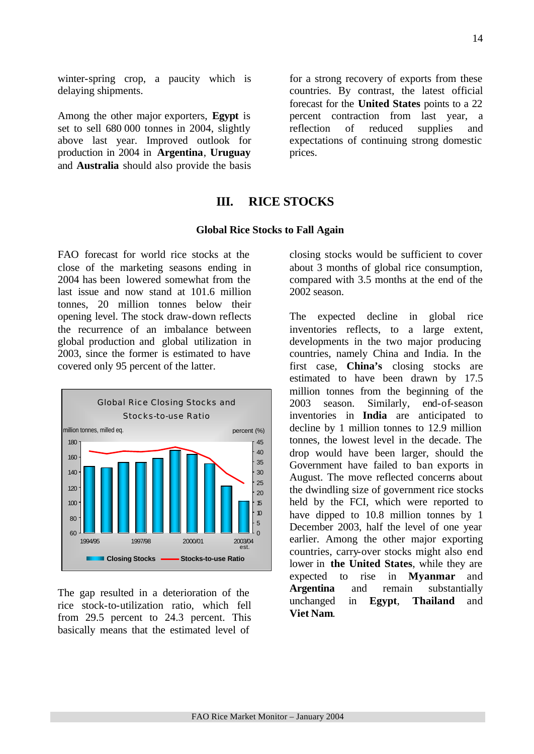winter-spring crop, a paucity which is delaying shipments.

Among the other major exporters, **Egypt** is set to sell 680 000 tonnes in 2004, slightly above last year. Improved outlook for production in 2004 in **Argentina**, **Uruguay** and **Australia** should also provide the basis for a strong recovery of exports from these countries. By contrast, the latest official forecast for the **United States** points to a 22 percent contraction from last year, a reflection of reduced supplies and expectations of continuing strong domestic prices.

# III. RICE STOCKS

### Global Rice Stocks to Fall Again

FAO forecast for world rice stocks at the close of the marketing seasons ending in 2004 has been lowered somewhat from the last issue and now stand at 101.6 million tonnes, 20 million tonnes below their opening level. The stock draw-down reflects the recurrence of an imbalance between global production and global utilization in 2003, since the former is estimated to have covered only 95 percent of the latter.

Global Rice Closing Stocks and Stocks-to-use Ratio

The gap resulted in a deterioration of the rice stock-to-utilization ratio, which fell from 29.5 percent to 24.3 percent. This basically means that the estimated level of closing stocks would be sufficient to cover about 3 months of global rice consumption, compared with 3.5 months at the end of the 2002 season.

The expected decline in global rice inventories reflects, to a large extent, developments in the two major producing countries, namely China and India. In the first case, **China's** closing stocks are estimated to have been drawn by 17.5 million tonnes from the beginning of the 2003 season. Similarly, end-of-season inventories in **India** are anticipated to decline by 1 million tonnes to 12.9 million tonnes, the lowest level in the decade. The drop would have been larger, should the Government have failed to ban exports in August. The move reflected concerns about the dwindling size of government rice stocks held by the FCI, which were reported to have dipped to 10.8 million tonnes by 1 December 2003, half the level of one year earlier. Among the other major exporting countries, carry-over stocks might also end lower in **the United States**, while they are expected to rise in **Myanmar** and **Argentina** and remain substantially unchanged in **Egypt**, **Thailand** and **Viet Nam**.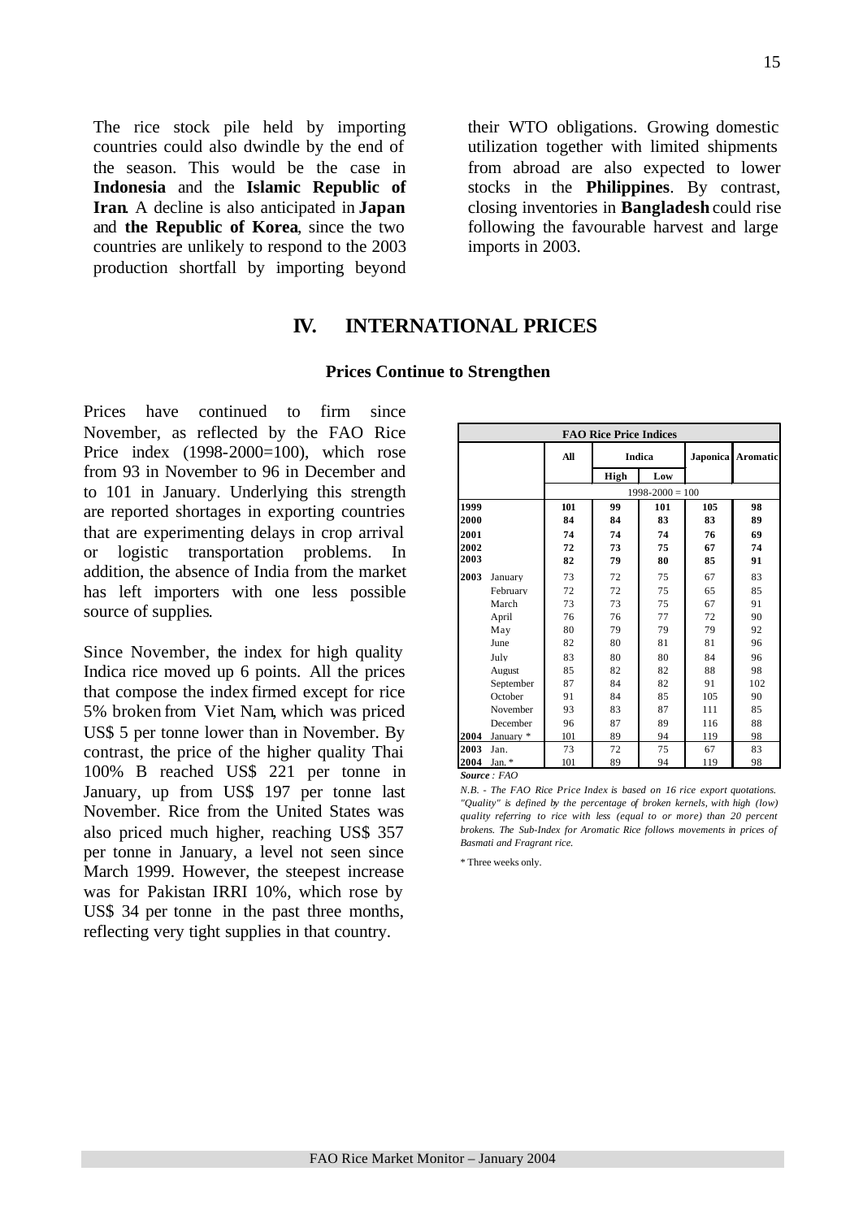The rice stock pile held by importing countries could also dwindle by the end of the season. This would be the case in **Indonesia** and the **Islamic Republic of Iran**. A decline is also anticipated in **Japan** and **the Republic of Korea**, since the two countries are unlikely to respond to the 2003 production shortfall by importing beyond their WTO obligations. Growing domestic utilization together with limited shipments from abroad are also expected to lower stocks in the **Philippines**. By contrast, closing inventories in **Bangladesh** could rise following the favourable harvest and large imports in 2003.

## IV. INTERNATIONAL PRICES

### Prices Continue to Strengthen

Prices have continued to firm since November, as reflected by the FAO Rice Price index (1998-2000=100), which rose from 93 in November to 96 in December and to 101 in January. Underlying this strength are reported shortages in exporting countries that are experimenting delays in crop arrival or logistic transportation problems. In addition, the absence of India from the market has left importers with one less possible source of supplies.

Since November, the index for high quality Indica rice moved up 6 points. All the prices that compose the index firmed except for rice 5% broken from Viet Nam, which was priced US$ 5 per tonne lower than in November. By contrast, the price of the higher quality Thai 100% B reached US$ 221 per tonne in January, up from US$ 197 per tonne last November. Rice from the United States was also priced much higher, reaching US$ 357 per tonne in January, a level not seen since March 1999. However, the steepest increase was for Pakistan IRRI 10%, which rose by US$ 34 per tonne in the past three months, reflecting very tight supplies in that country.

**FAO Rice Price Indices**

| | | All | Indica | | Japonica | Aromatic |
|---|---|---|---|---|---|---|
| | | | High | Low | | |
| | | 1998-2000 = 100 | | | | |
| **1999** | | **101** | **99** | **101** | **105** | **98** |
| **2000** | | **84** | **84** | **83** | **83** | **89** |
| **2001** | | **74** | **74** | **74** | **76** | **69** |
| **2002** | | **72** | **73** | **75** | **67** | **74** |
| **2003** | | **82** | **79** | **80** | **85** | **91** |
| **2003** | January | 73 | 72 | 75 | 67 | 83 |
| | February | 72 | 72 | 75 | 65 | 85 |
| | March | 73 | 73 | 75 | 67 | 91 |
| | April | 76 | 76 | 77 | 72 | 90 |
| | May | 80 | 79 | 79 | 79 | 92 |
| | June | 82 | 80 | 81 | 81 | 96 |
| | July | 83 | 80 | 80 | 84 | 96 |
| | August | 85 | 82 | 82 | 88 | 98 |
| | September | 87 | 84 | 82 | 91 | 102 |
| | October | 91 | 84 | 85 | 105 | 90 |
| | November | 93 | 83 | 87 | 111 | 85 |
| | December | 96 | 87 | 89 | 116 | 88 |
| **2004** | January * | 101 | 89 | 94 | 119 | 98 |
| **2003** | Jan. | 73 | 72 | 75 | 67 | 83 |
| **2004** | Jan. * | 101 | 89 | 94 | 119 | 98 |

***Source** : FAO*

*N.B. - The FAO Rice Price Index is based on 16 rice export quotations. "Quality" is defined by the percentage of broken kernels, with high (low) quality referring to rice with less (equal to or more) than 20 percent brokens. The Sub-Index for Aromatic Rice follows movements in prices of Basmati and Fragrant rice.*

\* Three weeks only.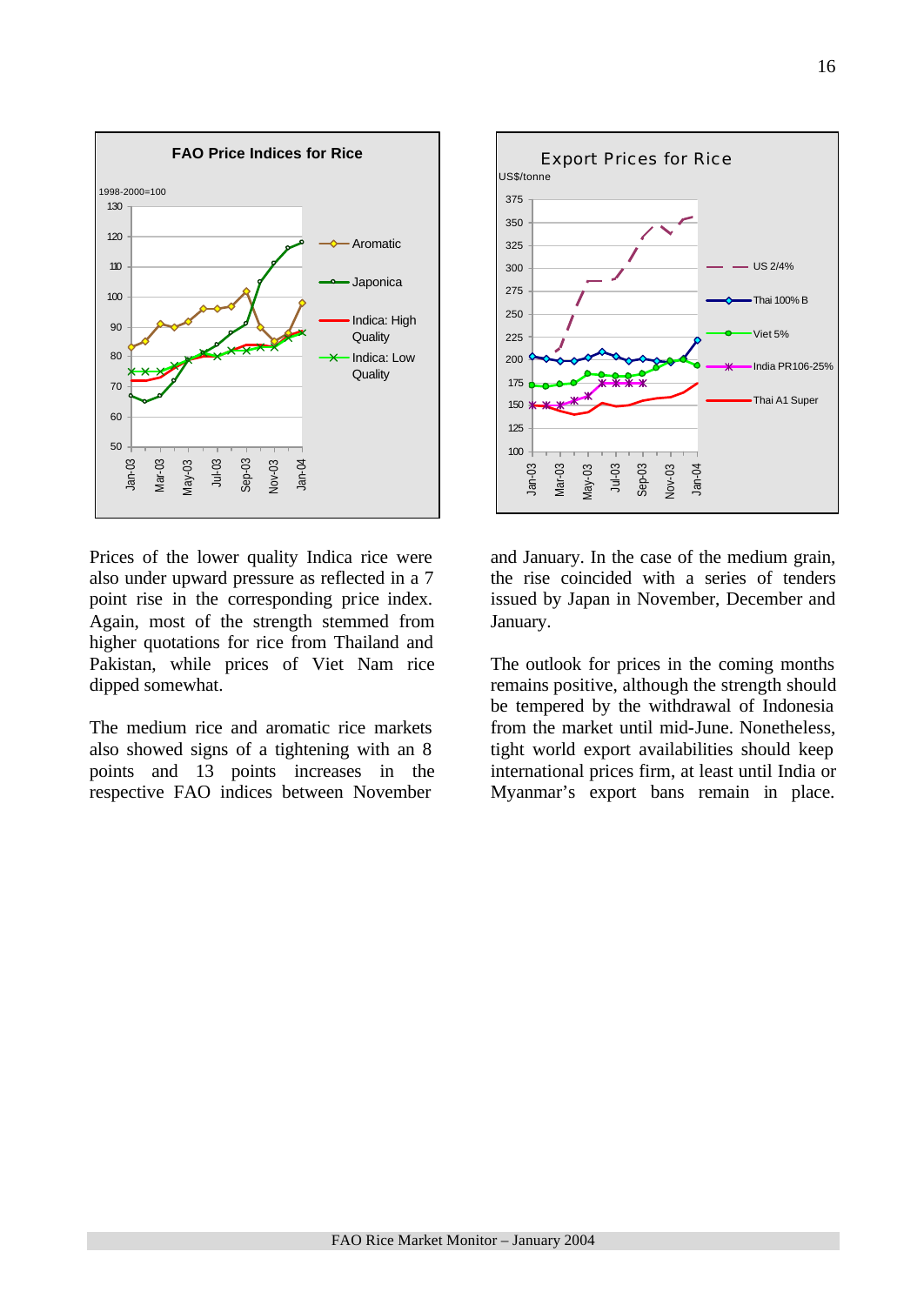Prices of the lower quality Indica rice were also under upward pressure as reflected in a 7 point rise in the corresponding price index. Again, most of the strength stemmed from higher quotations for rice from Thailand and Pakistan, while prices of Viet Nam rice dipped somewhat.

The medium rice and aromatic rice markets also showed signs of a tightening with an 8 points and 13 points increases in the respective FAO indices between November and January. In the case of the medium grain, the rise coincided with a series of tenders issued by Japan in November, December and January.

The outlook for prices in the coming months remains positive, although the strength should be tempered by the withdrawal of Indonesia from the market until mid-June. Nonetheless, tight world export availabilities should keep international prices firm, at least until India or Myanmar's export bans remain in place.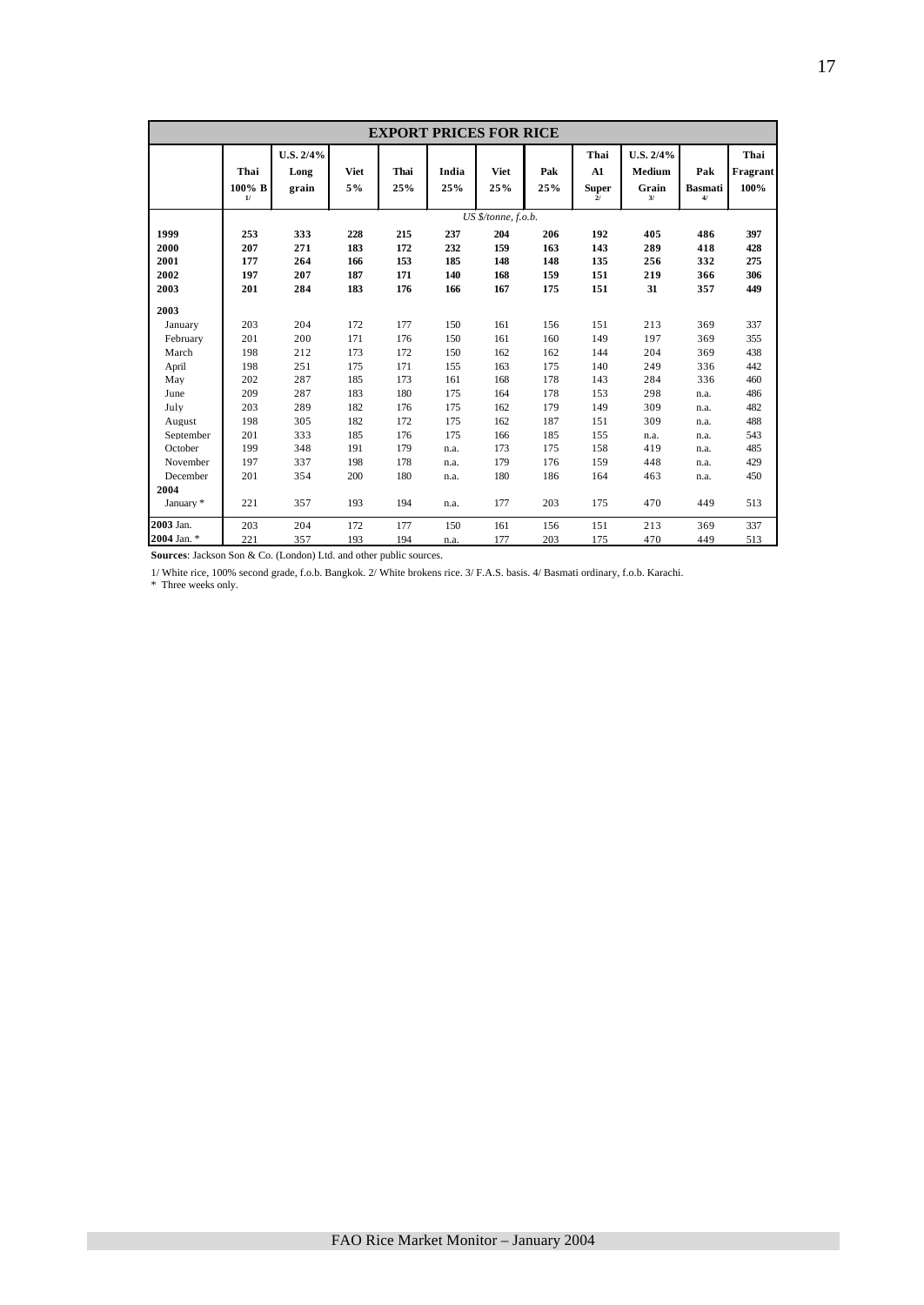| EXPORT PRICES FOR RICE | | | | | | | | | | | |
|---|---|---|---|---|---|---|---|---|---|---|---|
| | **Thai 100% B** 1/ | **U.S. 2/4% Long grain** | **Viet 5%** | **Thai 25%** | **India 25%** | **Viet 25%** | **Pak 25%** | **Thai A1 Super** 2/ | **U.S. 2/4% Medium Grain** 3/ | **Pak Basmati** 4/ | **Thai Fragrant 100%** |
| | | | | | | *US $/tonne, f.o.b.* | | | | | |
| **1999** | **253** | **333** | **228** | **215** | **237** | **204** | **206** | **192** | **405** | **486** | **397** |
| **2000** | **207** | **271** | **183** | **172** | **232** | **159** | **163** | **143** | **289** | **418** | **428** |
| **2001** | **177** | **264** | **166** | **153** | **185** | **148** | **148** | **135** | **256** | **332** | **275** |
| **2002** | **197** | **207** | **187** | **171** | **140** | **168** | **159** | **151** | **219** | **366** | **306** |
| **2003** | **201** | **284** | **183** | **176** | **166** | **167** | **175** | **151** | **31** | **357** | **449** |
| **2003** | | | | | | | | | | | |
| January | 203 | 204 | 172 | 177 | 150 | 161 | 156 | 151 | 213 | 369 | 337 |
| February | 201 | 200 | 171 | 176 | 150 | 161 | 160 | 149 | 197 | 369 | 355 |
| March | 198 | 212 | 173 | 172 | 150 | 162 | 162 | 144 | 204 | 369 | 438 |
| April | 198 | 251 | 175 | 171 | 155 | 163 | 175 | 140 | 249 | 336 | 442 |
| May | 202 | 287 | 185 | 173 | 161 | 168 | 178 | 143 | 284 | 336 | 460 |
| June | 209 | 287 | 183 | 180 | 175 | 164 | 178 | 153 | 298 | n.a. | 486 |
| July | 203 | 289 | 182 | 176 | 175 | 162 | 179 | 149 | 309 | n.a. | 482 |
| August | 198 | 305 | 182 | 172 | 175 | 162 | 187 | 151 | 309 | n.a. | 488 |
| September | 201 | 333 | 185 | 176 | 175 | 166 | 185 | 155 | n.a. | n.a. | 543 |
| October | 199 | 348 | 191 | 179 | n.a. | 173 | 175 | 158 | 419 | n.a. | 485 |
| November | 197 | 337 | 198 | 178 | n.a. | 179 | 176 | 159 | 448 | n.a. | 429 |
| December | 201 | 354 | 200 | 180 | n.a. | 180 | 186 | 164 | 463 | n.a. | 450 |
| **2004** | | | | | | | | | | | |
| January * | 221 | 357 | 193 | 194 | n.a. | 177 | 203 | 175 | 470 | 449 | 513 |
| **2003** Jan. | 203 | 204 | 172 | 177 | 150 | 161 | 156 | 151 | 213 | 369 | 337 |
| **2004** Jan. * | 221 | 357 | 193 | 194 | n.a. | 177 | 203 | 175 | 470 | 449 | 513 |

**Sources**: Jackson Son & Co. (London) Ltd. and other public sources.

1/ White rice, 100% second grade, f.o.b. Bangkok. 2/ White brokens rice. 3/ F.A.S. basis. 4/ Basmati ordinary, f.o.b. Karachi.
\* Three weeks only.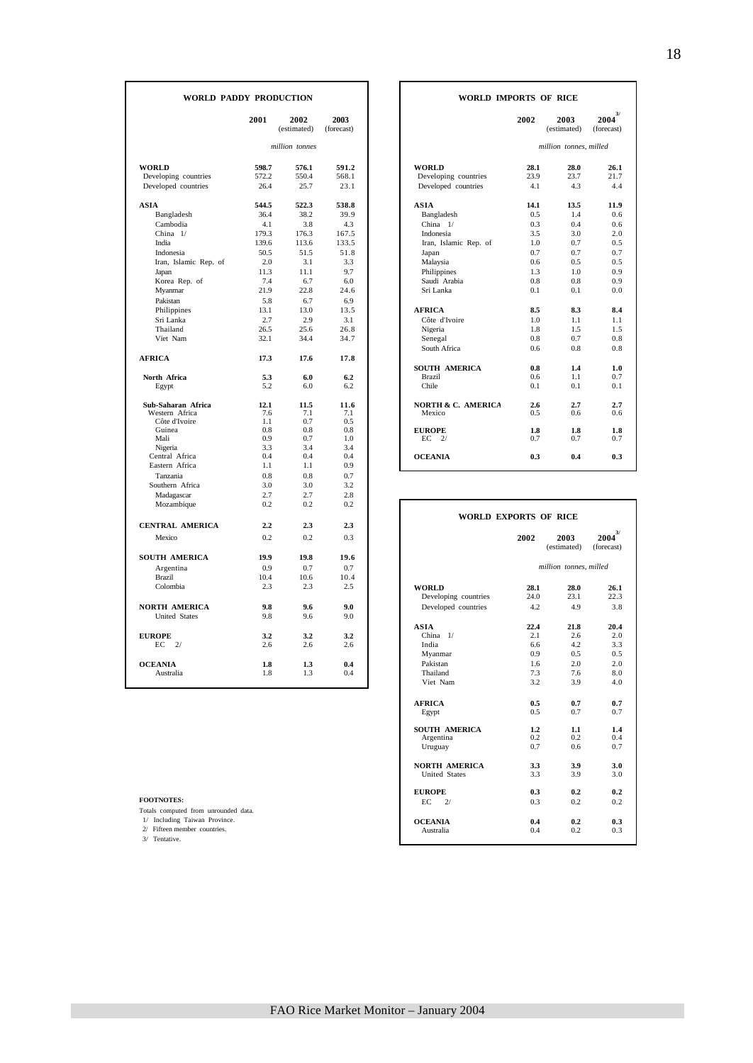## WORLD PADDY PRODUCTION

| | 2001 | 2002 (estimated) | 2003 (forecast) |
|---|---|---|---|
| | | *million tonnes* | |
| **WORLD** | **598.7** | **576.1** | **591.2** |
| Developing countries | 572.2 | 550.4 | 568.1 |
| Developed countries | 26.4 | 25.7 | 23.1 |
| **ASIA** | **544.5** | **522.3** | **538.8** |
| Bangladesh | 36.4 | 38.2 | 39.9 |
| Cambodia | 4.1 | 3.8 | 4.3 |
| China 1/ | 179.3 | 176.3 | 167.5 |
| India | 139.6 | 113.6 | 133.5 |
| Indonesia | 50.5 | 51.5 | 51.8 |
| Iran, Islamic Rep. of | 2.0 | 3.1 | 3.3 |
| Japan | 11.3 | 11.1 | 9.7 |
| Korea Rep. of | 7.4 | 6.7 | 6.0 |
| Myanmar | 21.9 | 22.8 | 24.6 |
| Pakistan | 5.8 | 6.7 | 6.9 |
| Philippines | 13.1 | 13.0 | 13.5 |
| Sri Lanka | 2.7 | 2.9 | 3.1 |
| Thailand | 26.5 | 25.6 | 26.8 |
| Viet Nam | 32.1 | 34.4 | 34.7 |
| **AFRICA** | **17.3** | **17.6** | **17.8** |
| **North Africa** | **5.3** | **6.0** | **6.2** |
| Egypt | 5.2 | 6.0 | 6.2 |
| **Sub-Saharan Africa** | **12.1** | **11.5** | **11.6** |
| Western Africa | 7.6 | 7.1 | 7.1 |
| Côte d'Ivoire | 1.1 | 0.7 | 0.5 |
| Guinea | 0.8 | 0.8 | 0.8 |
| Mali | 0.9 | 0.7 | 1.0 |
| Nigeria | 3.3 | 3.4 | 3.4 |
| Central Africa | 0.4 | 0.4 | 0.4 |
| Eastern Africa | 1.1 | 1.1 | 0.9 |
| Tanzania | 0.8 | 0.8 | 0.7 |
| Southern Africa | 3.0 | 3.0 | 3.2 |
| Madagascar | 2.7 | 2.7 | 2.8 |
| Mozambique | 0.2 | 0.2 | 0.2 |
| **CENTRAL AMERICA** | **2.2** | **2.3** | **2.3** |
| Mexico | 0.2 | 0.2 | 0.3 |
| **SOUTH AMERICA** | **19.9** | **19.8** | **19.6** |
| Argentina | 0.9 | 0.7 | 0.7 |
| Brazil | 10.4 | 10.6 | 10.4 |
| Colombia | 2.3 | 2.3 | 2.5 |
| **NORTH AMERICA** | **9.8** | **9.6** | **9.0** |
| United States | 9.8 | 9.6 | 9.0 |
| **EUROPE** | **3.2** | **3.2** | **3.2** |
| EC 2/ | 2.6 | 2.6 | 2.6 |
| **OCEANIA** | **1.8** | **1.3** | **0.4** |
| Australia | 1.8 | 1.3 | 0.4 |

## WORLD IMPORTS OF RICE

| | 2002 | 2003 (estimated) | 2004 3/ (forecast) |
|---|---|---|---|
| | | *million tonnes, milled* | |
| **WORLD** | **28.1** | **28.0** | **26.1** |
| Developing countries | 23.9 | 23.7 | 21.7 |
| Developed countries | 4.1 | 4.3 | 4.4 |
| **ASIA** | **14.1** | **13.5** | **11.9** |
| Bangladesh | 0.5 | 1.4 | 0.6 |
| China 1/ | 0.3 | 0.4 | 0.6 |
| Indonesia | 3.5 | 3.0 | 2.0 |
| Iran, Islamic Rep. of | 1.0 | 0.7 | 0.5 |
| Japan | 0.7 | 0.7 | 0.7 |
| Malaysia | 0.6 | 0.5 | 0.5 |
| Philippines | 1.3 | 1.0 | 0.9 |
| Saudi Arabia | 0.8 | 0.8 | 0.9 |
| Sri Lanka | 0.1 | 0.1 | 0.0 |
| **AFRICA** | **8.5** | **8.3** | **8.4** |
| Côte d'Ivoire | 1.0 | 1.1 | 1.1 |
| Nigeria | 1.8 | 1.5 | 1.5 |
| Senegal | 0.8 | 0.7 | 0.8 |
| South Africa | 0.6 | 0.8 | 0.8 |
| **SOUTH AMERICA** | **0.8** | **1.4** | **1.0** |
| Brazil | 0.6 | 1.1 | 0.7 |
| Chile | 0.1 | 0.1 | 0.1 |
| **NORTH & C. AMERICA** | **2.6** | **2.7** | **2.7** |
| Mexico | 0.5 | 0.6 | 0.6 |
| **EUROPE** | **1.8** | **1.8** | **1.8** |
| EC 2/ | 0.7 | 0.7 | 0.7 |
| **OCEANIA** | **0.3** | **0.4** | **0.3** |

## WORLD EXPORTS OF RICE

| | 2002 | 2003 (estimated) | 2004 3/ (forecast) |
|---|---|---|---|
| | | *million tonnes, milled* | |
| **WORLD** | **28.1** | **28.0** | **26.1** |
| Developing countries | 24.0 | 23.1 | 22.3 |
| Developed countries | 4.2 | 4.9 | 3.8 |
| **ASIA** | **22.4** | **21.8** | **20.4** |
| China 1/ | 2.1 | 2.6 | 2.0 |
| India | 6.6 | 4.2 | 3.3 |
| Myanmar | 0.9 | 0.5 | 0.5 |
| Pakistan | 1.6 | 2.0 | 2.0 |
| Thailand | 7.3 | 7.6 | 8.0 |
| Viet Nam | 3.2 | 3.9 | 4.0 |
| **AFRICA** | **0.5** | **0.7** | **0.7** |
| Egypt | 0.5 | 0.7 | 0.7 |
| **SOUTH AMERICA** | **1.2** | **1.1** | **1.4** |
| Argentina | 0.2 | 0.2 | 0.4 |
| Uruguay | 0.7 | 0.6 | 0.7 |
| **NORTH AMERICA** | **3.3** | **3.9** | **3.0** |
| United States | 3.3 | 3.9 | 3.0 |
| **EUROPE** | **0.3** | **0.2** | **0.2** |
| EC 2/ | 0.3 | 0.2 | 0.2 |
| **OCEANIA** | **0.4** | **0.2** | **0.3** |
| Australia | 0.4 | 0.2 | 0.3 |

**FOOTNOTES:**

Totals computed from unrounded data.
1/ Including Taiwan Province.
2/ Fifteen member countries.
3/ Tentative.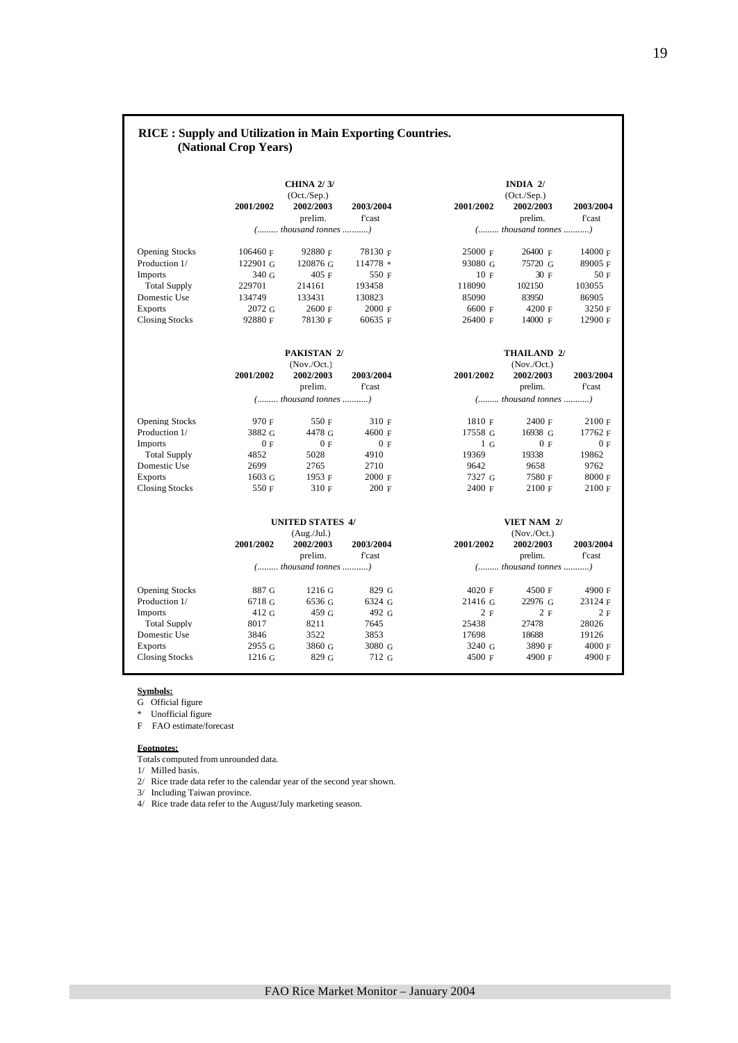## RICE : Supply and Utilization in Main Exporting Countries. (National Crop Years)

| | CHINA 2/ 3/ (Oct./Sep.) | | | INDIA 2/ (Oct./Sep.) | | |
|---|---|---|---|---|---|---|
| | 2001/2002 | 2002/2003 prelim. | 2003/2004 f'cast | 2001/2002 | 2002/2003 prelim. | 2003/2004 f'cast |
| | (......... thousand tonnes ...........) | | | (......... thousand tonnes ...........) | | |
| Opening Stocks | 106460 F | 92880 F | 78130 F | 25000 F | 26400 F | 14000 F |
| Production 1/ | 122901 G | 120876 G | 114778 * | 93080 G | 75720 G | 89005 F |
| Imports | 340 G | 405 F | 550 F | 10 F | 30 F | 50 F |
| Total Supply | 229701 | 214161 | 193458 | 118090 | 102150 | 103055 |
| Domestic Use | 134749 | 133431 | 130823 | 85090 | 83950 | 86905 |
| Exports | 2072 G | 2600 F | 2000 F | 6600 F | 4200 F | 3250 F |
| Closing Stocks | 92880 F | 78130 F | 60635 F | 26400 F | 14000 F | 12900 F |

| | PAKISTAN 2/ (Nov./Oct.) | | | THAILAND 2/ (Nov./Oct.) | | |
|---|---|---|---|---|---|---|
| | 2001/2002 | 2002/2003 prelim. | 2003/2004 f'cast | 2001/2002 | 2002/2003 prelim. | 2003/2004 f'cast |
| | (......... thousand tonnes ...........) | | | (......... thousand tonnes ...........) | | |
| Opening Stocks | 970 F | 550 F | 310 F | 1810 F | 2400 F | 2100 F |
| Production 1/ | 3882 G | 4478 G | 4600 F | 17558 G | 16938 G | 17762 F |
| Imports | 0 F | 0 F | 0 F | 1 G | 0 F | 0 F |
| Total Supply | 4852 | 5028 | 4910 | 19369 | 19338 | 19862 |
| Domestic Use | 2699 | 2765 | 2710 | 9642 | 9658 | 9762 |
| Exports | 1603 G | 1953 F | 2000 F | 7327 G | 7580 F | 8000 F |
| Closing Stocks | 550 F | 310 F | 200 F | 2400 F | 2100 F | 2100 F |

| | UNITED STATES 4/ (Aug./Jul.) | | | VIET NAM 2/ (Nov./Oct.) | | |
|---|---|---|---|---|---|---|
| | 2001/2002 | 2002/2003 prelim. | 2003/2004 f'cast | 2001/2002 | 2002/2003 prelim. | 2003/2004 f'cast |
| | (......... thousand tonnes ...........) | | | (......... thousand tonnes ...........) | | |
| Opening Stocks | 887 G | 1216 G | 829 G | 4020 F | 4500 F | 4900 F |
| Production 1/ | 6718 G | 6536 G | 6324 G | 21416 G | 22976 G | 23124 F |
| Imports | 412 G | 459 G | 492 G | 2 F | 2 F | 2 F |
| Total Supply | 8017 | 8211 | 7645 | 25438 | 27478 | 28026 |
| Domestic Use | 3846 | 3522 | 3853 | 17698 | 18688 | 19126 |
| Exports | 2955 G | 3860 G | 3080 G | 3240 G | 3890 F | 4000 F |
| Closing Stocks | 1216 G | 829 G | 712 G | 4500 F | 4900 F | 4900 F |

**Symbols:**

G Official figure
* Unofficial figure
F FAO estimate/forecast

**Footnotes:**

Totals computed from unrounded data.
1/ Milled basis.
2/ Rice trade data refer to the calendar year of the second year shown.
3/ Including Taiwan province.
4/ Rice trade data refer to the August/July marketing season.